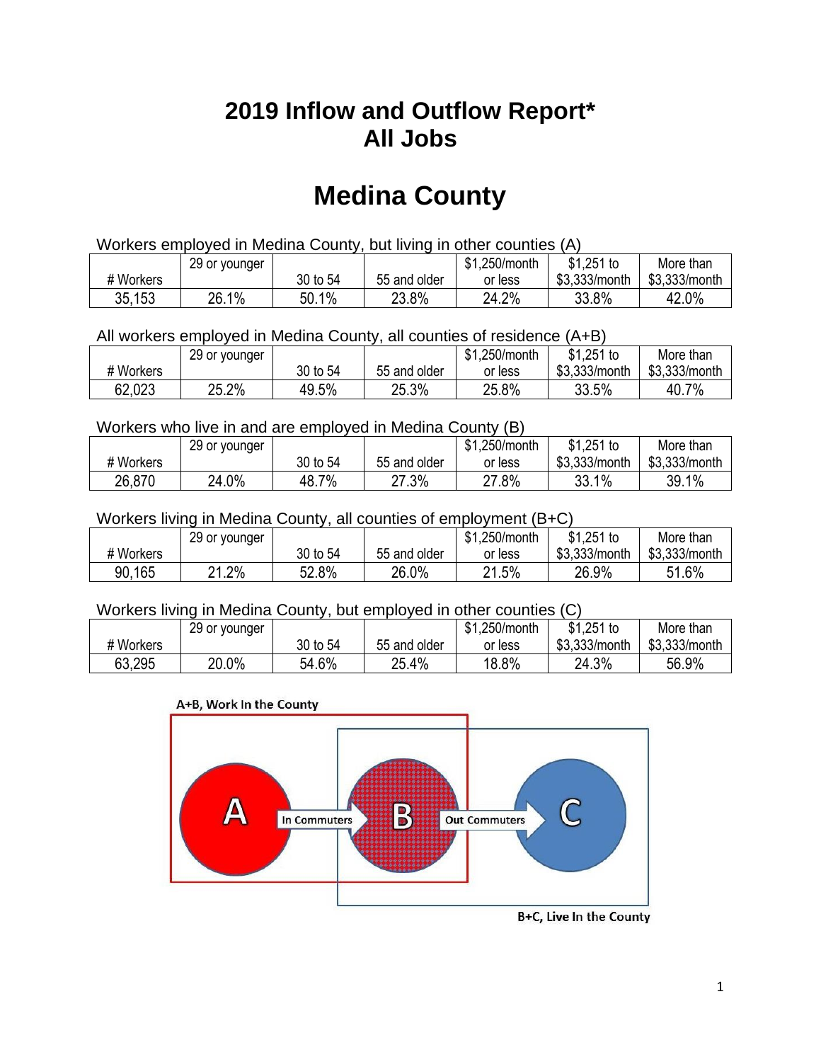# 2019 Inflow and Outflow Report*
# All Jobs

# Medina County

Workers employed in Medina County, but living in other counties (A)

| # Workers | 29 or younger | 30 to 54 | 55 and older | $1,250/month or less | $1,251 to $3,333/month | More than $3,333/month |
|---|---|---|---|---|---|---|
| 35,153 | 26.1% | 50.1% | 23.8% | 24.2% | 33.8% | 42.0% |

All workers employed in Medina County, all counties of residence (A+B)

| # Workers | 29 or younger | 30 to 54 | 55 and older | $1,250/month or less | $1,251 to $3,333/month | More than $3,333/month |
|---|---|---|---|---|---|---|
| 62,023 | 25.2% | 49.5% | 25.3% | 25.8% | 33.5% | 40.7% |

Workers who live in and are employed in Medina County (B)

| # Workers | 29 or younger | 30 to 54 | 55 and older | $1,250/month or less | $1,251 to $3,333/month | More than $3,333/month |
|---|---|---|---|---|---|---|
| 26,870 | 24.0% | 48.7% | 27.3% | 27.8% | 33.1% | 39.1% |

Workers living in Medina County, all counties of employment (B+C)

| # Workers | 29 or younger | 30 to 54 | 55 and older | $1,250/month or less | $1,251 to $3,333/month | More than $3,333/month |
|---|---|---|---|---|---|---|
| 90,165 | 21.2% | 52.8% | 26.0% | 21.5% | 26.9% | 51.6% |

Workers living in Medina County, but employed in other counties (C)

| # Workers | 29 or younger | 30 to 54 | 55 and older | $1,250/month or less | $1,251 to $3,333/month | More than $3,333/month |
|---|---|---|---|---|---|---|
| 63,295 | 20.0% | 54.6% | 25.4% | 18.8% | 24.3% | 56.9% |

A+B, Work In the County

A — In Commuters → B — Out Commuters → C

B+C, Live In the County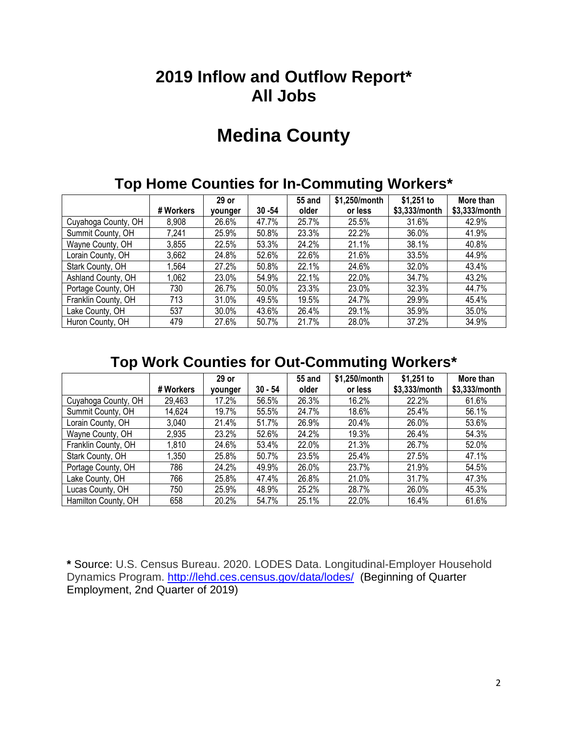# 2019 Inflow and Outflow Report*
# All Jobs

# Medina County

## Top Home Counties for In-Commuting Workers*

| | # Workers | 29 or younger | 30 -54 | 55 and older | $1,250/month or less | $1,251 to $3,333/month | More than $3,333/month |
|---|---|---|---|---|---|---|---|
| Cuyahoga County, OH | 8,908 | 26.6% | 47.7% | 25.7% | 25.5% | 31.6% | 42.9% |
| Summit County, OH | 7,241 | 25.9% | 50.8% | 23.3% | 22.2% | 36.0% | 41.9% |
| Wayne County, OH | 3,855 | 22.5% | 53.3% | 24.2% | 21.1% | 38.1% | 40.8% |
| Lorain County, OH | 3,662 | 24.8% | 52.6% | 22.6% | 21.6% | 33.5% | 44.9% |
| Stark County, OH | 1,564 | 27.2% | 50.8% | 22.1% | 24.6% | 32.0% | 43.4% |
| Ashland County, OH | 1,062 | 23.0% | 54.9% | 22.1% | 22.0% | 34.7% | 43.2% |
| Portage County, OH | 730 | 26.7% | 50.0% | 23.3% | 23.0% | 32.3% | 44.7% |
| Franklin County, OH | 713 | 31.0% | 49.5% | 19.5% | 24.7% | 29.9% | 45.4% |
| Lake County, OH | 537 | 30.0% | 43.6% | 26.4% | 29.1% | 35.9% | 35.0% |
| Huron County, OH | 479 | 27.6% | 50.7% | 21.7% | 28.0% | 37.2% | 34.9% |

## Top Work Counties for Out-Commuting Workers*

| | # Workers | 29 or younger | 30 - 54 | 55 and older | $1,250/month or less | $1,251 to $3,333/month | More than $3,333/month |
|---|---|---|---|---|---|---|---|
| Cuyahoga County, OH | 29,463 | 17.2% | 56.5% | 26.3% | 16.2% | 22.2% | 61.6% |
| Summit County, OH | 14,624 | 19.7% | 55.5% | 24.7% | 18.6% | 25.4% | 56.1% |
| Lorain County, OH | 3,040 | 21.4% | 51.7% | 26.9% | 20.4% | 26.0% | 53.6% |
| Wayne County, OH | 2,935 | 23.2% | 52.6% | 24.2% | 19.3% | 26.4% | 54.3% |
| Franklin County, OH | 1,810 | 24.6% | 53.4% | 22.0% | 21.3% | 26.7% | 52.0% |
| Stark County, OH | 1,350 | 25.8% | 50.7% | 23.5% | 25.4% | 27.5% | 47.1% |
| Portage County, OH | 786 | 24.2% | 49.9% | 26.0% | 23.7% | 21.9% | 54.5% |
| Lake County, OH | 766 | 25.8% | 47.4% | 26.8% | 21.0% | 31.7% | 47.3% |
| Lucas County, OH | 750 | 25.9% | 48.9% | 25.2% | 28.7% | 26.0% | 45.3% |
| Hamilton County, OH | 658 | 20.2% | 54.7% | 25.1% | 22.0% | 16.4% | 61.6% |

* Source: U.S. Census Bureau. 2020. LODES Data. Longitudinal-Employer Household Dynamics Program. http://lehd.ces.census.gov/data/lodes/ (Beginning of Quarter Employment, 2nd Quarter of 2019)